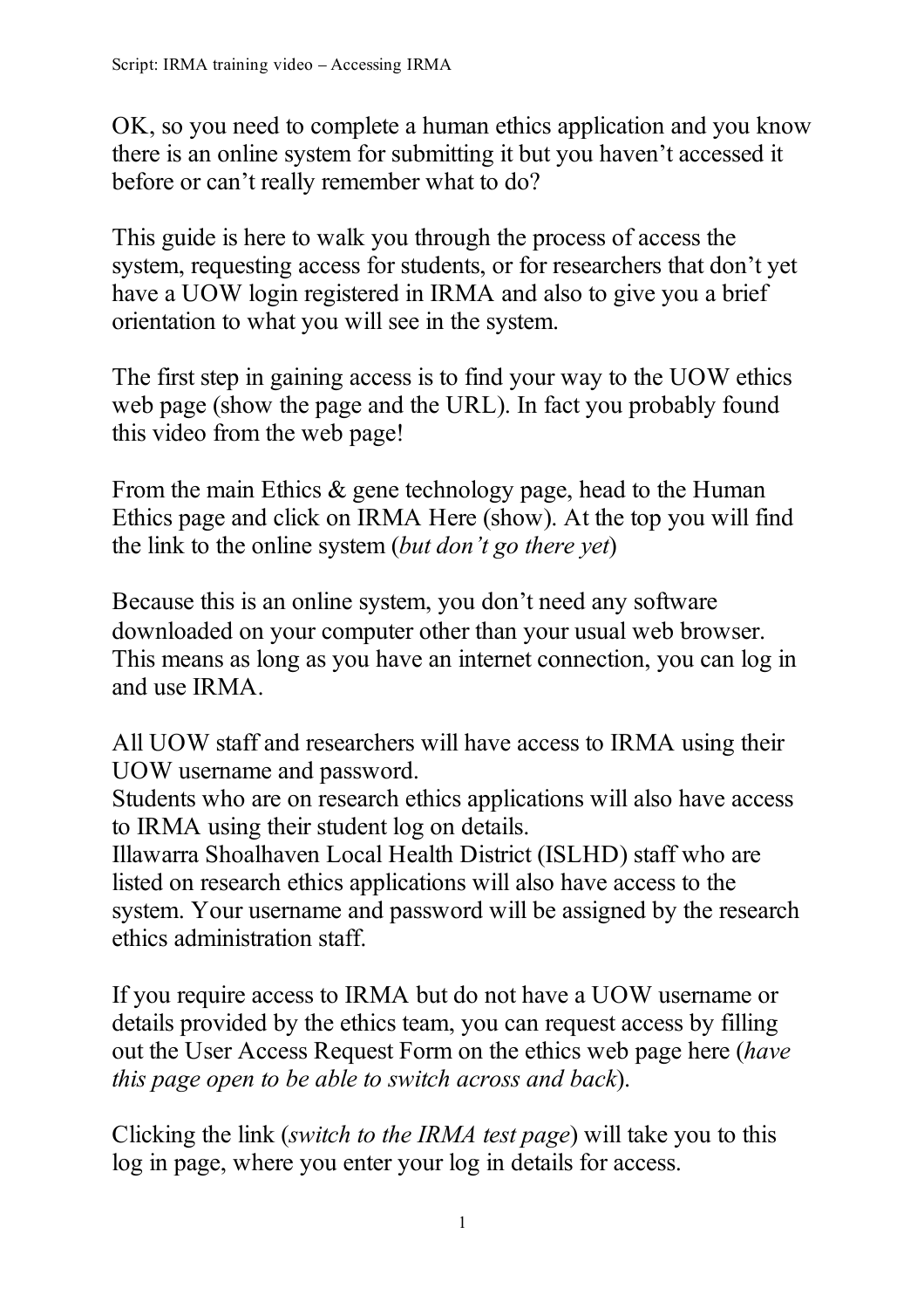OK, so you need to complete a human ethics application and you know there is an online system for submitting it but you haven't accessed it before or can't really remember what to do?

This guide is here to walk you through the process of access the system, requesting access for students, or for researchers that don't yet have a UOW login registered in IRMA and also to give you a brief orientation to what you will see in the system.

The first step in gaining access is to find your way to the UOW ethics web page (show the page and the URL). In fact you probably found this video from the web page!

From the main Ethics & gene technology page, head to the Human Ethics page and click on IRMA Here (show). At the top you will find the link to the online system (*but don't go there yet*)

Because this is an online system, you don't need any software downloaded on your computer other than your usual web browser. This means as long as you have an internet connection, you can log in and use IRMA.

All UOW staff and researchers will have access to IRMA using their UOW username and password.
Students who are on research ethics applications will also have access to IRMA using their student log on details.
Illawarra Shoalhaven Local Health District (ISLHD) staff who are listed on research ethics applications will also have access to the system. Your username and password will be assigned by the research ethics administration staff.

If you require access to IRMA but do not have a UOW username or details provided by the ethics team, you can request access by filling out the User Access Request Form on the ethics web page here (*have this page open to be able to switch across and back*).

Clicking the link (*switch to the IRMA test page*) will take you to this log in page, where you enter your log in details for access.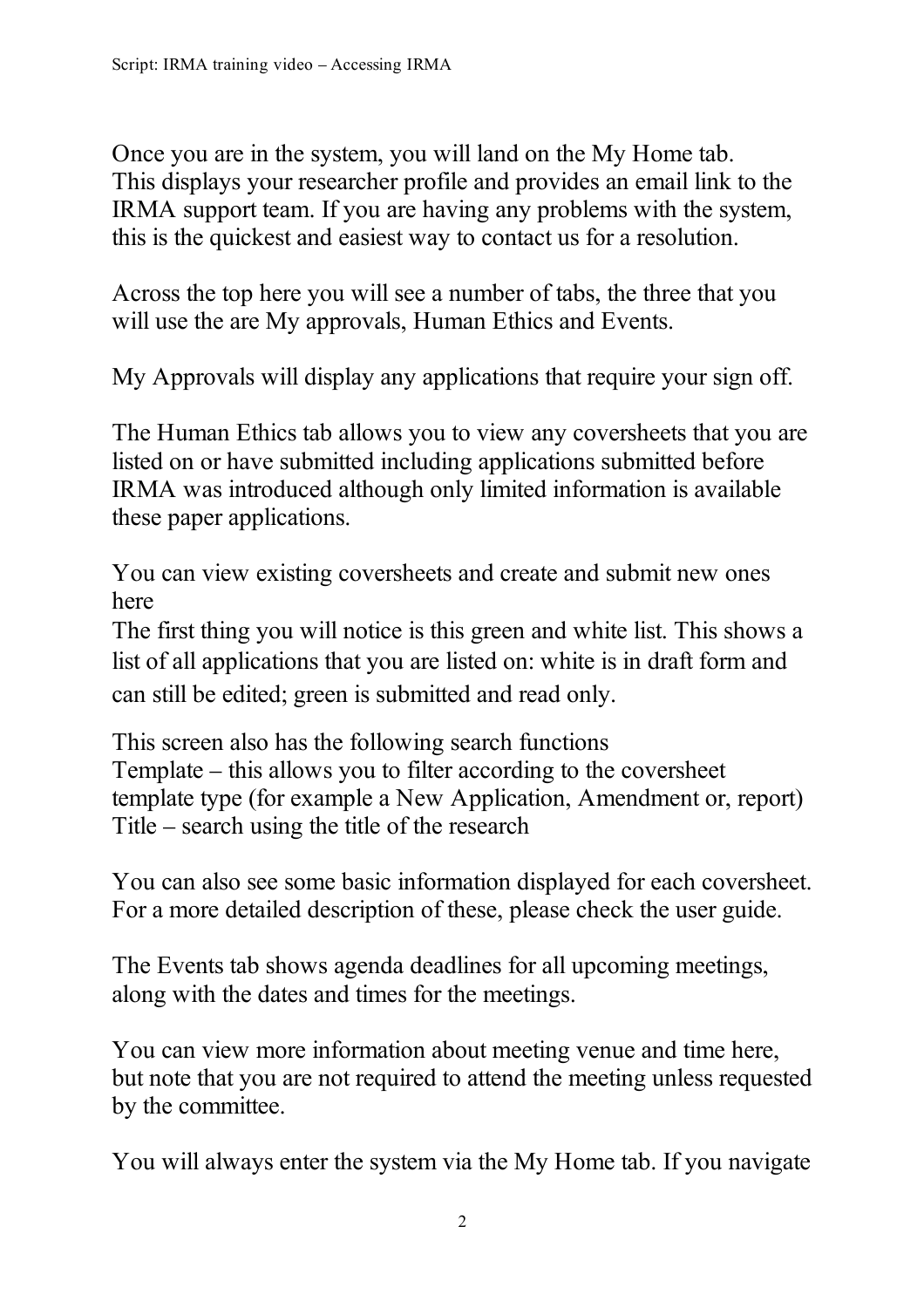Once you are in the system, you will land on the My Home tab. This displays your researcher profile and provides an email link to the IRMA support team. If you are having any problems with the system, this is the quickest and easiest way to contact us for a resolution.

Across the top here you will see a number of tabs, the three that you will use the are My approvals, Human Ethics and Events.

My Approvals will display any applications that require your sign off.

The Human Ethics tab allows you to view any coversheets that you are listed on or have submitted including applications submitted before IRMA was introduced although only limited information is available these paper applications.

You can view existing coversheets and create and submit new ones here

The first thing you will notice is this green and white list. This shows a list of all applications that you are listed on: white is in draft form and can still be edited; green is submitted and read only.

This screen also has the following search functions
Template – this allows you to filter according to the coversheet template type (for example a New Application, Amendment or, report)
Title – search using the title of the research

You can also see some basic information displayed for each coversheet. For a more detailed description of these, please check the user guide.

The Events tab shows agenda deadlines for all upcoming meetings, along with the dates and times for the meetings.

You can view more information about meeting venue and time here, but note that you are not required to attend the meeting unless requested by the committee.

You will always enter the system via the My Home tab. If you navigate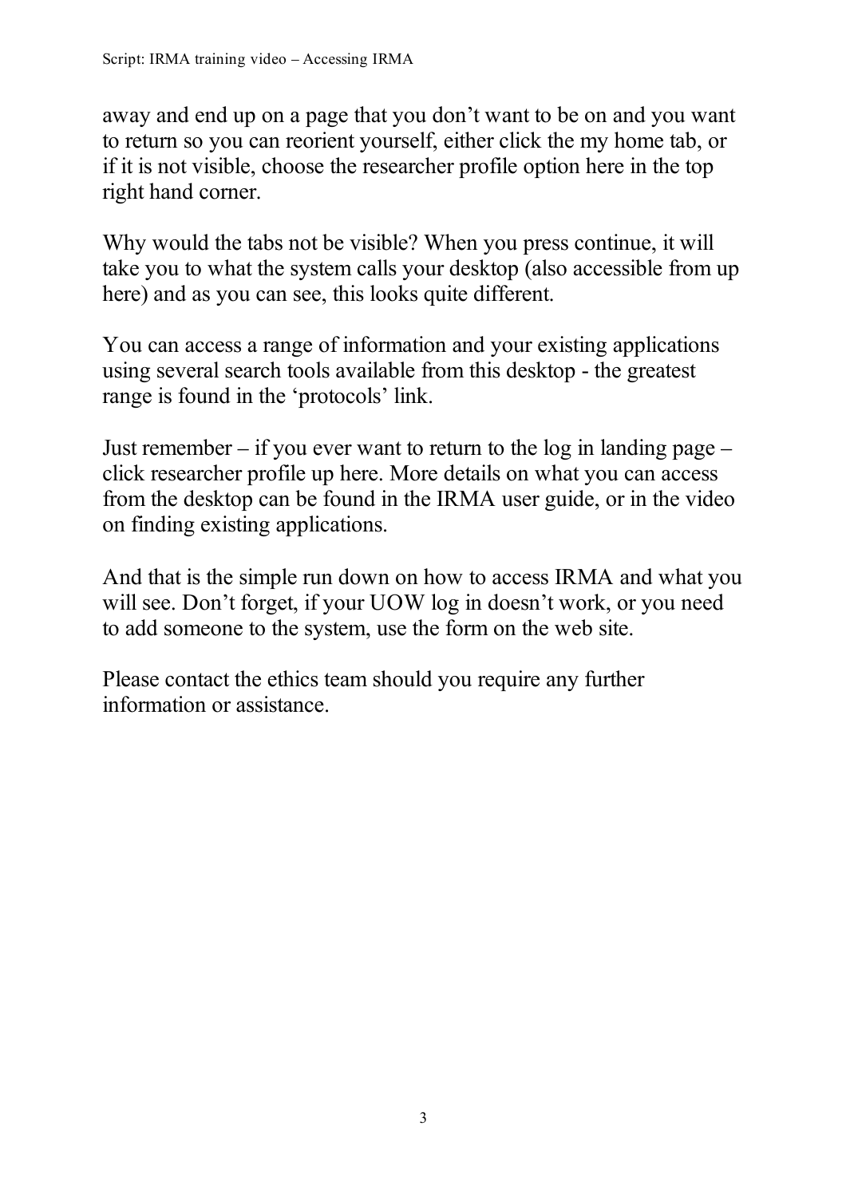away and end up on a page that you don't want to be on and you want to return so you can reorient yourself, either click the my home tab, or if it is not visible, choose the researcher profile option here in the top right hand corner.

Why would the tabs not be visible? When you press continue, it will take you to what the system calls your desktop (also accessible from up here) and as you can see, this looks quite different.

You can access a range of information and your existing applications using several search tools available from this desktop - the greatest range is found in the 'protocols' link.

Just remember – if you ever want to return to the log in landing page – click researcher profile up here. More details on what you can access from the desktop can be found in the IRMA user guide, or in the video on finding existing applications.

And that is the simple run down on how to access IRMA and what you will see. Don't forget, if your UOW log in doesn't work, or you need to add someone to the system, use the form on the web site.

Please contact the ethics team should you require any further information or assistance.